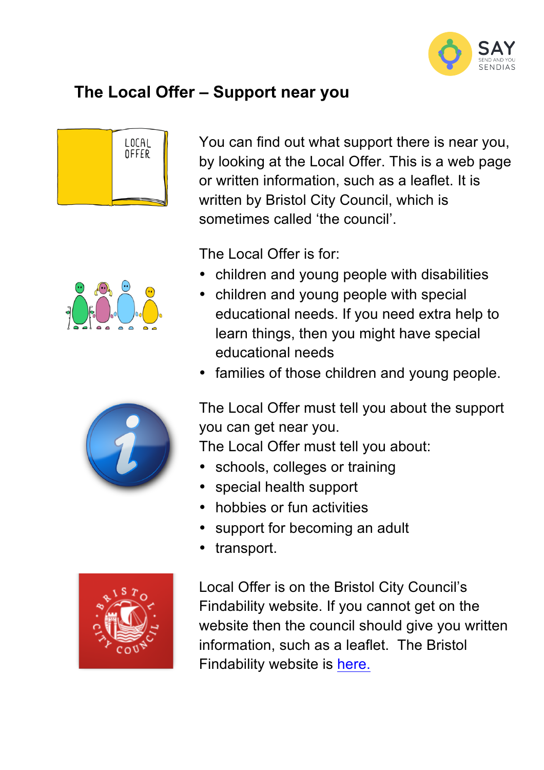# The Local Offer – Support near you

You can find out what support there is near you, by looking at the Local Offer. This is a web page or written information, such as a leaflet. It is written by Bristol City Council, which is sometimes called 'the council'.

The Local Offer is for:

- children and young people with disabilities
- children and young people with special educational needs. If you need extra help to learn things, then you might have special educational needs
- families of those children and young people.

The Local Offer must tell you about the support you can get near you.

The Local Offer must tell you about:

- schools, colleges or training
- special health support
- hobbies or fun activities
- support for becoming an adult
- transport.

Local Offer is on the Bristol City Council's Findability website. If you cannot get on the website then the council should give you written information, such as a leaflet. The Bristol Findability website is here.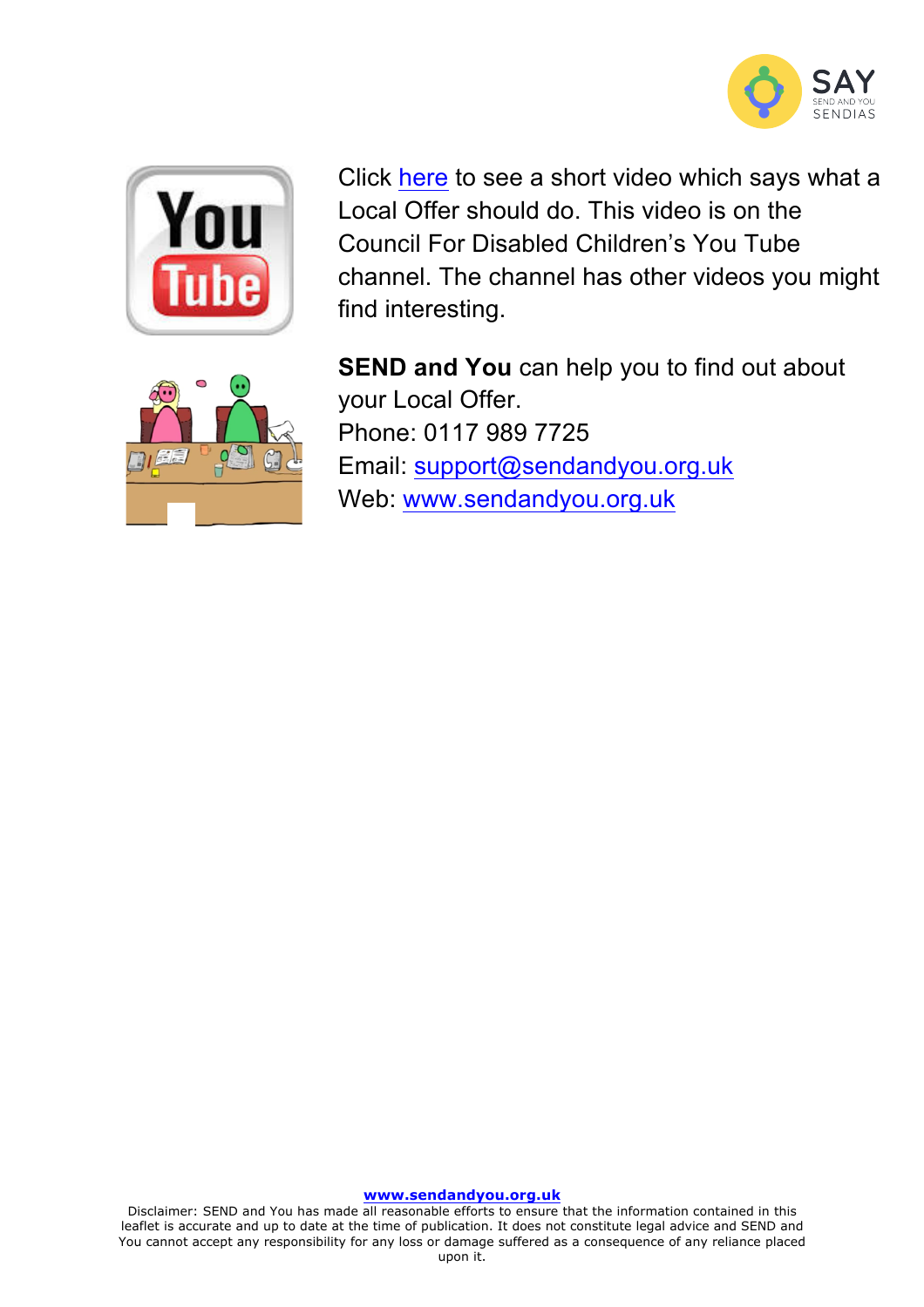Click here to see a short video which says what a Local Offer should do. This video is on the Council For Disabled Children's You Tube channel. The channel has other videos you might find interesting.

**SEND and You** can help you to find out about your Local Offer.
Phone: 0117 989 7725
Email: support@sendandyou.org.uk
Web: www.sendandyou.org.uk

**www.sendandyou.org.uk**

Disclaimer: SEND and You has made all reasonable efforts to ensure that the information contained in this leaflet is accurate and up to date at the time of publication. It does not constitute legal advice and SEND and You cannot accept any responsibility for any loss or damage suffered as a consequence of any reliance placed upon it.